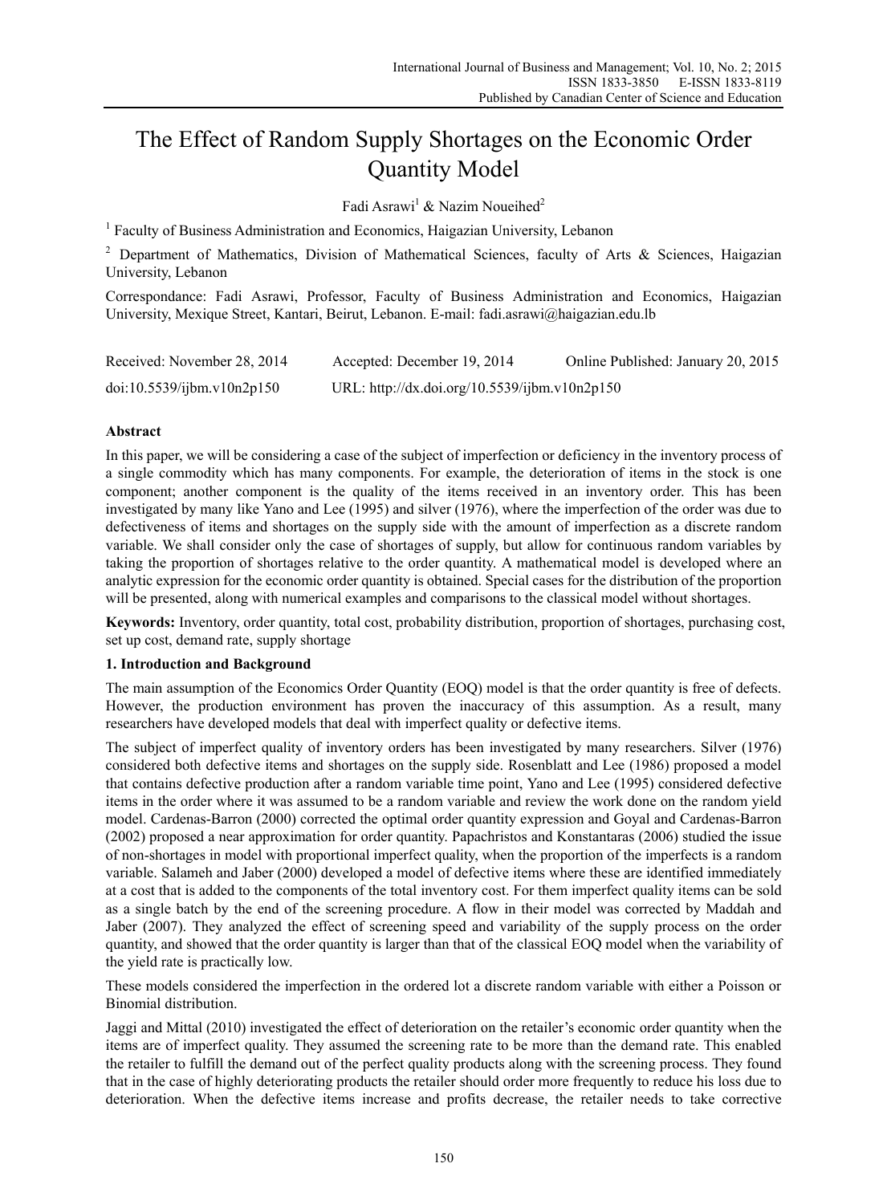# The Effect of Random Supply Shortages on the Economic Order Quantity Model

Fadi Asrawi[1] & Nazim Noueihed[2]

[1] Faculty of Business Administration and Economics, Haigazian University, Lebanon

[2] Department of Mathematics, Division of Mathematical Sciences, faculty of Arts & Sciences, Haigazian University, Lebanon

Correspondance: Fadi Asrawi, Professor, Faculty of Business Administration and Economics, Haigazian University, Mexique Street, Kantari, Beirut, Lebanon. E-mail: fadi.asrawi@haigazian.edu.lb

| Received: November 28, 2014 | Accepted: December 19, 2014 | Online Published: January 20, 2015 |
|---|---|---|
| doi:10.5539/ijbm.v10n2p150 | URL: http://dx.doi.org/10.5539/ijbm.v10n2p150 | |

## Abstract

In this paper, we will be considering a case of the subject of imperfection or deficiency in the inventory process of a single commodity which has many components. For example, the deterioration of items in the stock is one component; another component is the quality of the items received in an inventory order. This has been investigated by many like Yano and Lee (1995) and silver (1976), where the imperfection of the order was due to defectiveness of items and shortages on the supply side with the amount of imperfection as a discrete random variable. We shall consider only the case of shortages of supply, but allow for continuous random variables by taking the proportion of shortages relative to the order quantity. A mathematical model is developed where an analytic expression for the economic order quantity is obtained. Special cases for the distribution of the proportion will be presented, along with numerical examples and comparisons to the classical model without shortages.

**Keywords:** Inventory, order quantity, total cost, probability distribution, proportion of shortages, purchasing cost, set up cost, demand rate, supply shortage

## 1. Introduction and Background

The main assumption of the Economics Order Quantity (EOQ) model is that the order quantity is free of defects. However, the production environment has proven the inaccuracy of this assumption. As a result, many researchers have developed models that deal with imperfect quality or defective items.

The subject of imperfect quality of inventory orders has been investigated by many researchers. Silver (1976) considered both defective items and shortages on the supply side. Rosenblatt and Lee (1986) proposed a model that contains defective production after a random variable time point, Yano and Lee (1995) considered defective items in the order where it was assumed to be a random variable and review the work done on the random yield model. Cardenas-Barron (2000) corrected the optimal order quantity expression and Goyal and Cardenas-Barron (2002) proposed a near approximation for order quantity. Papachristos and Konstantaras (2006) studied the issue of non-shortages in model with proportional imperfect quality, when the proportion of the imperfects is a random variable. Salameh and Jaber (2000) developed a model of defective items where these are identified immediately at a cost that is added to the components of the total inventory cost. For them imperfect quality items can be sold as a single batch by the end of the screening procedure. A flow in their model was corrected by Maddah and Jaber (2007). They analyzed the effect of screening speed and variability of the supply process on the order quantity, and showed that the order quantity is larger than that of the classical EOQ model when the variability of the yield rate is practically low.

These models considered the imperfection in the ordered lot a discrete random variable with either a Poisson or Binomial distribution.

Jaggi and Mittal (2010) investigated the effect of deterioration on the retailer's economic order quantity when the items are of imperfect quality. They assumed the screening rate to be more than the demand rate. This enabled the retailer to fulfill the demand out of the perfect quality products along with the screening process. They found that in the case of highly deteriorating products the retailer should order more frequently to reduce his loss due to deterioration. When the defective items increase and profits decrease, the retailer needs to take corrective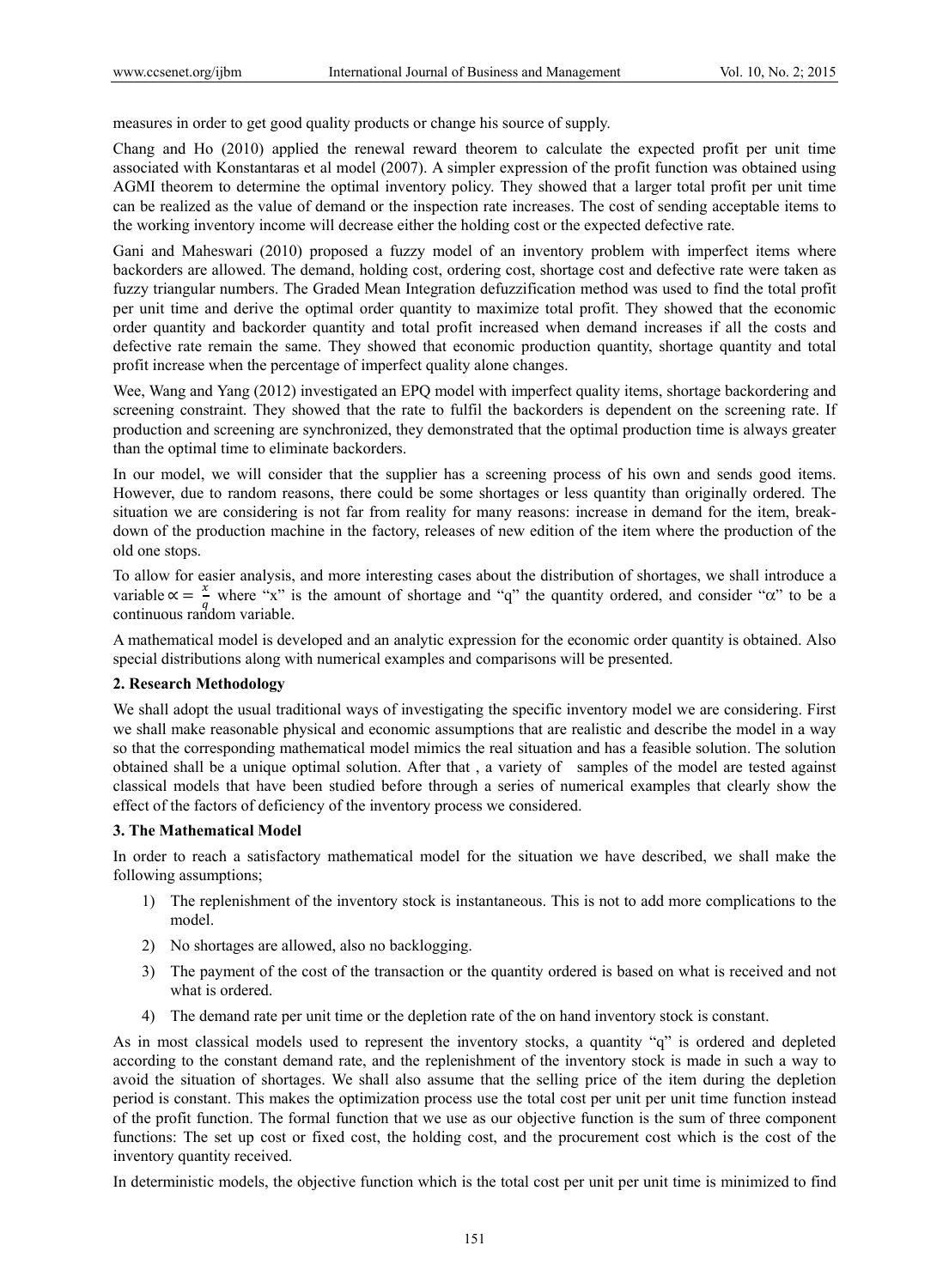measures in order to get good quality products or change his source of supply.

Chang and Ho (2010) applied the renewal reward theorem to calculate the expected profit per unit time associated with Konstantaras et al model (2007). A simpler expression of the profit function was obtained using AGMI theorem to determine the optimal inventory policy. They showed that a larger total profit per unit time can be realized as the value of demand or the inspection rate increases. The cost of sending acceptable items to the working inventory income will decrease either the holding cost or the expected defective rate.

Gani and Maheswari (2010) proposed a fuzzy model of an inventory problem with imperfect items where backorders are allowed. The demand, holding cost, ordering cost, shortage cost and defective rate were taken as fuzzy triangular numbers. The Graded Mean Integration defuzzification method was used to find the total profit per unit time and derive the optimal order quantity to maximize total profit. They showed that the economic order quantity and backorder quantity and total profit increased when demand increases if all the costs and defective rate remain the same. They showed that economic production quantity, shortage quantity and total profit increase when the percentage of imperfect quality alone changes.

Wee, Wang and Yang (2012) investigated an EPQ model with imperfect quality items, shortage backordering and screening constraint. They showed that the rate to fulfil the backorders is dependent on the screening rate. If production and screening are synchronized, they demonstrated that the optimal production time is always greater than the optimal time to eliminate backorders.

In our model, we will consider that the supplier has a screening process of his own and sends good items. However, due to random reasons, there could be some shortages or less quantity than originally ordered. The situation we are considering is not far from reality for many reasons: increase in demand for the item, break-down of the production machine in the factory, releases of new edition of the item where the production of the old one stops.

To allow for easier analysis, and more interesting cases about the distribution of shortages, we shall introduce a variable $\propto = \frac{x}{q}$ where "x" is the amount of shortage and "q" the quantity ordered, and consider "α" to be a continuous random variable.

A mathematical model is developed and an analytic expression for the economic order quantity is obtained. Also special distributions along with numerical examples and comparisons will be presented.

## 2. Research Methodology

We shall adopt the usual traditional ways of investigating the specific inventory model we are considering. First we shall make reasonable physical and economic assumptions that are realistic and describe the model in a way so that the corresponding mathematical model mimics the real situation and has a feasible solution. The solution obtained shall be a unique optimal solution. After that , a variety of samples of the model are tested against classical models that have been studied before through a series of numerical examples that clearly show the effect of the factors of deficiency of the inventory process we considered.

## 3. The Mathematical Model

In order to reach a satisfactory mathematical model for the situation we have described, we shall make the following assumptions;

1) The replenishment of the inventory stock is instantaneous. This is not to add more complications to the model.
2) No shortages are allowed, also no backlogging.
3) The payment of the cost of the transaction or the quantity ordered is based on what is received and not what is ordered.
4) The demand rate per unit time or the depletion rate of the on hand inventory stock is constant.

As in most classical models used to represent the inventory stocks, a quantity "q" is ordered and depleted according to the constant demand rate, and the replenishment of the inventory stock is made in such a way to avoid the situation of shortages. We shall also assume that the selling price of the item during the depletion period is constant. This makes the optimization process use the total cost per unit per unit time function instead of the profit function. The formal function that we use as our objective function is the sum of three component functions: The set up cost or fixed cost, the holding cost, and the procurement cost which is the cost of the inventory quantity received.

In deterministic models, the objective function which is the total cost per unit per unit time is minimized to find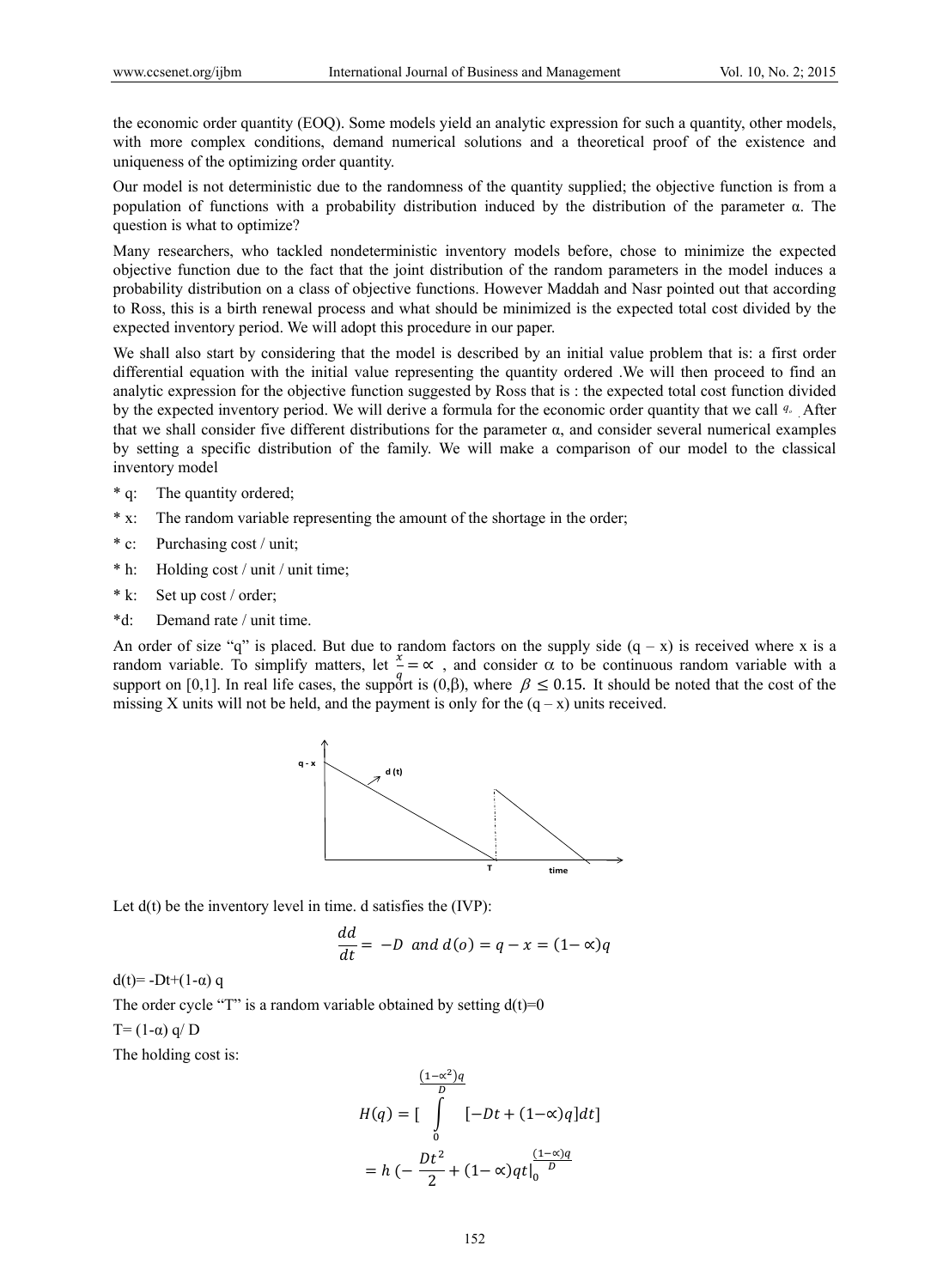the economic order quantity (EOQ). Some models yield an analytic expression for such a quantity, other models, with more complex conditions, demand numerical solutions and a theoretical proof of the existence and uniqueness of the optimizing order quantity.

Our model is not deterministic due to the randomness of the quantity supplied; the objective function is from a population of functions with a probability distribution induced by the distribution of the parameter α. The question is what to optimize?

Many researchers, who tackled nondeterministic inventory models before, chose to minimize the expected objective function due to the fact that the joint distribution of the random parameters in the model induces a probability distribution on a class of objective functions. However Maddah and Nasr pointed out that according to Ross, this is a birth renewal process and what should be minimized is the expected total cost divided by the expected inventory period. We will adopt this procedure in our paper.

We shall also start by considering that the model is described by an initial value problem that is: a first order differential equation with the initial value representing the quantity ordered .We will then proceed to find an analytic expression for the objective function suggested by Ross that is : the expected total cost function divided by the expected inventory period. We will derive a formula for the economic order quantity that we call $q_o$ . After that we shall consider five different distributions for the parameter α, and consider several numerical examples by setting a specific distribution of the family. We will make a comparison of our model to the classical inventory model

* q: The quantity ordered;
* x: The random variable representing the amount of the shortage in the order;
* c: Purchasing cost / unit;
* h: Holding cost / unit / unit time;
* k: Set up cost / order;
* d: Demand rate / unit time.

An order of size "q" is placed. But due to random factors on the supply side (q – x) is received where x is a random variable. To simplify matters, let $\frac{x}{q} = \alpha$ , and consider α to be continuous random variable with a support on [0,1]. In real life cases, the support is (0,β), where $\beta \leq 0.15$. It should be noted that the cost of the missing X units will not be held, and the payment is only for the (q – x) units received.

Let d(t) be the inventory level in time. d satisfies the (IVP):

$$\frac{dd}{dt} = -D \ \ and \ d(o) = q - x = (1-\alpha)q$$

d(t)= -Dt+(1-α) q

The order cycle "T" is a random variable obtained by setting d(t)=0

T= (1-α) q/ D

The holding cost is:

$$H(q) = [\int_0^{\frac{(1-\alpha^2)q}{D}} [-Dt + (1-\alpha)q]dt]$$

$$= h\,(-\frac{Dt^2}{2} + (1-\alpha)qt\Big|_0^{\frac{(1-\alpha)q}{D}}$$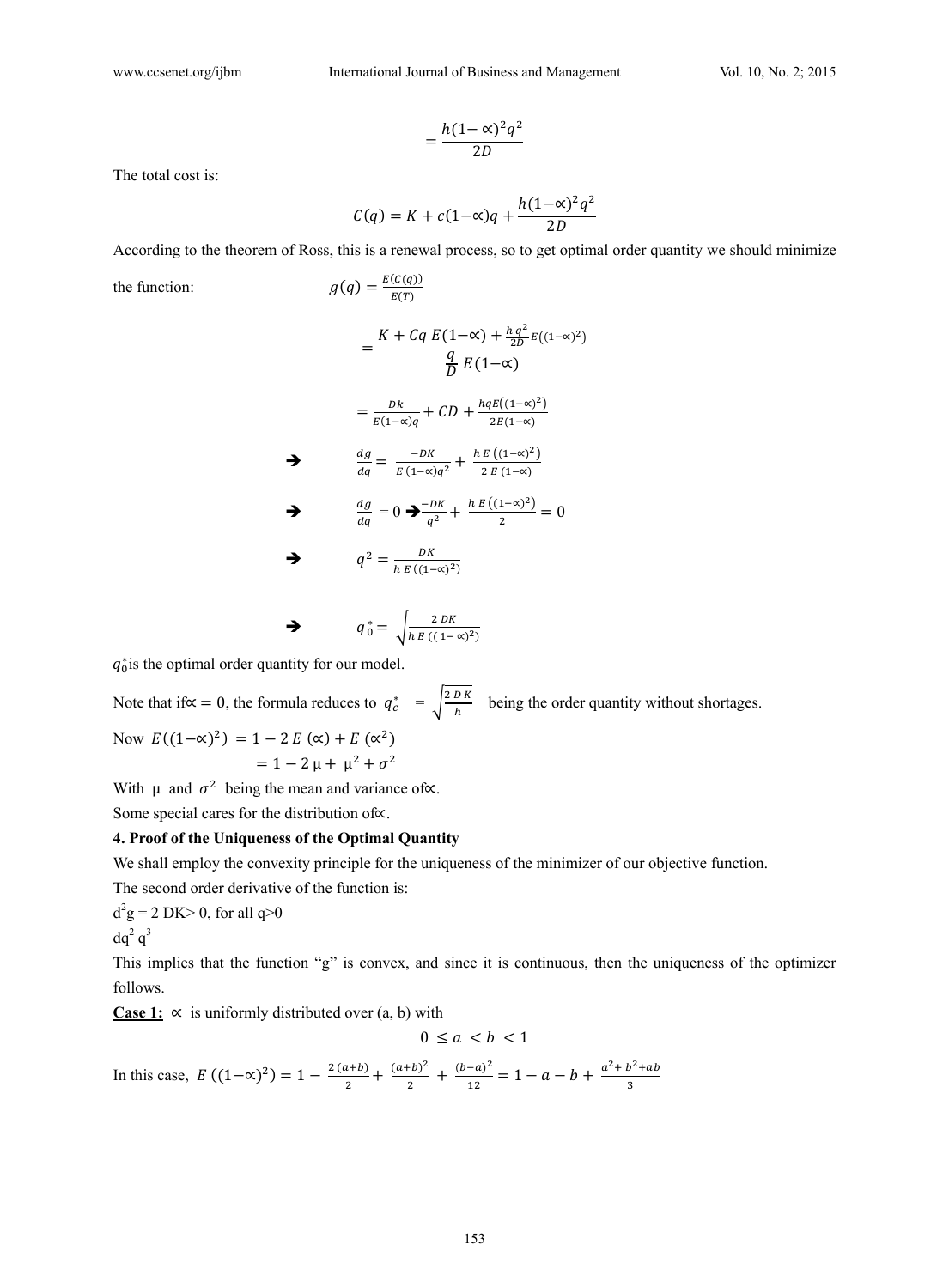$$= \frac{h(1-\propto)^2 q^2}{2D}$$

The total cost is:

$$C(q) = K + c(1-\propto)q + \frac{h(1-\propto)^2 q^2}{2D}$$

According to the theorem of Ross, this is a renewal process, so to get optimal order quantity we should minimize the function: $g(q) = \frac{E(C(q))}{E(T)}$

$$= \frac{K + Cq\,E(1-\propto) + \frac{h\,q^2}{2D}E((1-\propto)^2)}{\frac{q}{D}E(1-\propto)}$$

$$= \frac{Dk}{E(1-\propto)q} + CD + \frac{hqE((1-\propto)^2)}{2E(1-\propto)}$$

$$\Rightarrow \quad \frac{dg}{dq} = \frac{-DK}{E\,(1-\propto)q^2} + \frac{h\,E\,((1-\propto)^2)}{2\,E\,(1-\propto)}$$

$$\Rightarrow \quad \frac{dg}{dq} = 0 \Rightarrow \frac{-DK}{q^2} + \frac{h\,E\,((1-\propto)^2)}{2} = 0$$

$$\Rightarrow \quad q^2 = \frac{DK}{h\,E\,((1-\propto)^2)}$$

$$\Rightarrow \quad q_0^* = \sqrt{\frac{2\,DK}{h\,E\,((1-\propto)^2)}}$$

$q_0^*$is the optimal order quantity for our model.

Note that if$\propto = 0$, the formula reduces to $q_c^* = \sqrt{\frac{2\,D\,K}{h}}$ being the order quantity without shortages.

Now $E((1-\propto)^2) = 1 - 2\,E\,(\propto) + E\,(\propto^2)$

$= 1 - 2\,\mu + \mu^2 + \sigma^2$

With $\mu$ and $\sigma^2$ being the mean and variance of$\propto$.

Some special cares for the distribution of$\propto$.

**4. Proof of the Uniqueness of the Optimal Quantity**

We shall employ the convexity principle for the uniqueness of the minimizer of our objective function.

The second order derivative of the function is:

$$\frac{d^2g}{dq^2} = \frac{2\,DK}{q^3} > 0, \text{ for all } q>0$$

This implies that the function "g" is convex, and since it is continuous, then the uniqueness of the optimizer follows.

**Case 1:** $\propto$ is uniformly distributed over (a, b) with

$$0 \leq a < b < 1$$

In this case, $E\,((1-\propto)^2) = 1 - \frac{2\,(a+b)}{2} + \frac{(a+b)^2}{2} + \frac{(b-a)^2}{12} = 1 - a - b + \frac{a^2 + b^2 + ab}{3}$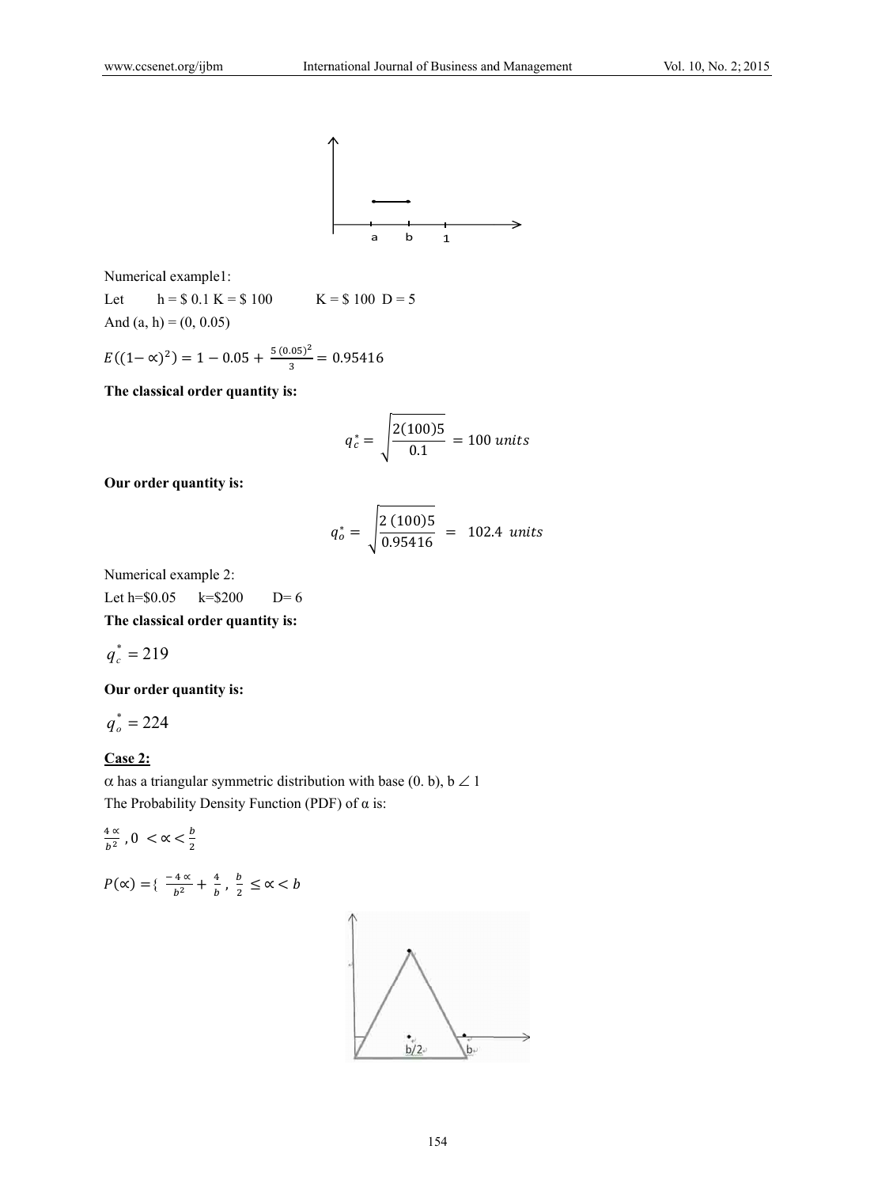Numerical example1:

Let h = \$ 0.1 K = \$ 100 K = \$ 100 D = 5

And (a, h) = (0, 0.05)

$E((1-\propto)^2) = 1 - 0.05 + \frac{5\,(0.05)^2}{3} = 0.95416$

**The classical order quantity is:**

$$q_c^* = \sqrt{\frac{2(100)5}{0.1}} = 100\ units$$

**Our order quantity is:**

$$q_o^* = \sqrt{\frac{2\,(100)5}{0.95416}} = 102.4\ units$$

Numerical example 2:

Let h=\$0.05 k=\$200 D= 6

**The classical order quantity is:**

$q_c^* = 219$

**Our order quantity is:**

$q_o^* = 224$

**Case 2:**

α has a triangular symmetric distribution with base (0. b), b ∠ 1

The Probability Density Function (PDF) of α is:

$\frac{4\propto}{b^2}$ , $0 < \propto < \frac{b}{2}$

$P(\propto) = \{ \frac{-4\propto}{b^2} + \frac{4}{b}$ , $\frac{b}{2} \leq \propto < b$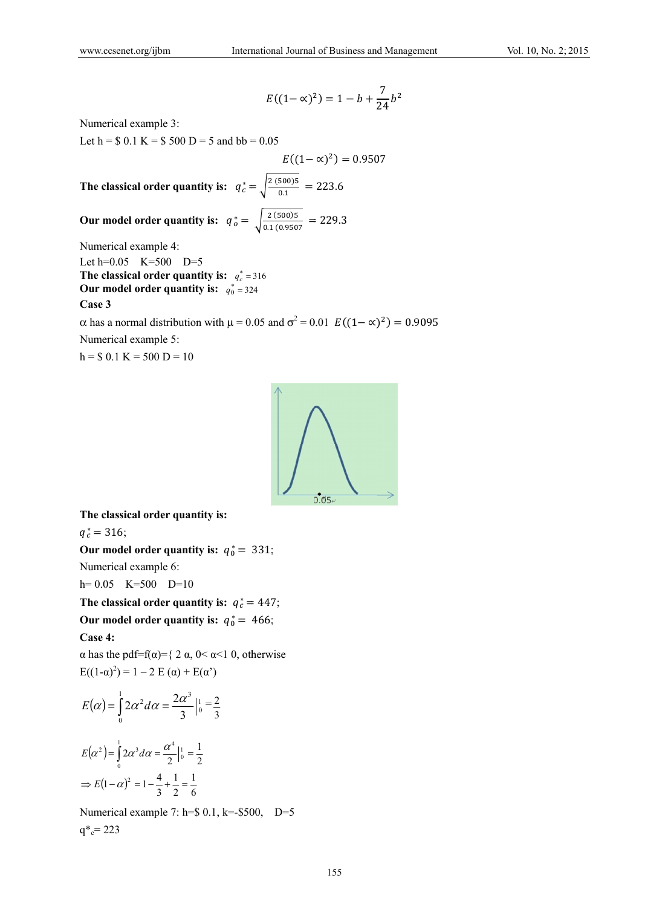$$E((1-\propto)^2) = 1 - b + \frac{7}{24}b^2$$

Numerical example 3:

Let h = \$ 0.1 K = \$ 500 D = 5 and bb = 0.05

$$E((1-\propto)^2) = 0.9507$$

**The classical order quantity is:** $q_c^* = \sqrt{\frac{2\,(500)5}{0.1}} = 223.6$

**Our model order quantity is:** $q_o^* = \sqrt{\frac{2\,(500)5}{0.1\,(0.9507}} = 229.3$

Numerical example 4:

Let h=0.05 K=500 D=5

**The classical order quantity is:** $q_c^* = 316$

**Our model order quantity is:** $q_0^* = 324$

**Case 3**

α has a normal distribution with μ = 0.05 and $\sigma^2 = 0.01$ $E((1-\propto)^2) = 0.9095$

Numerical example 5:

h = \$ 0.1 K = 500 D = 10

**The classical order quantity is:**

$q_c^* = 316$;

**Our model order quantity is:** $q_0^* = 331$;

Numerical example 6:

h= 0.05 K=500 D=10

**The classical order quantity is:** $q_c^* = 447$;

**Our model order quantity is:** $q_0^* = 466$;

**Case 4:**

α has the pdf=f(α)={ 2 α, 0< α<1 0, otherwise

E((1-α)²) = 1 – 2 E (α) + E(α')

$$E(\alpha) = \int_0^1 2\alpha^2 d\alpha = \frac{2\alpha^3}{3}\Big|_0^1 = \frac{2}{3}$$

$$E(\alpha^2) = \int_0^1 2\alpha^3 d\alpha = \frac{\alpha^4}{2}\Big|_0^1 = \frac{1}{2}$$

$$\Rightarrow E(1-\alpha)^2 = 1 - \frac{4}{3} + \frac{1}{2} = \frac{1}{6}$$

Numerical example 7: h=\$ 0.1, k=-\$500, D=5

$q^*_c = 223$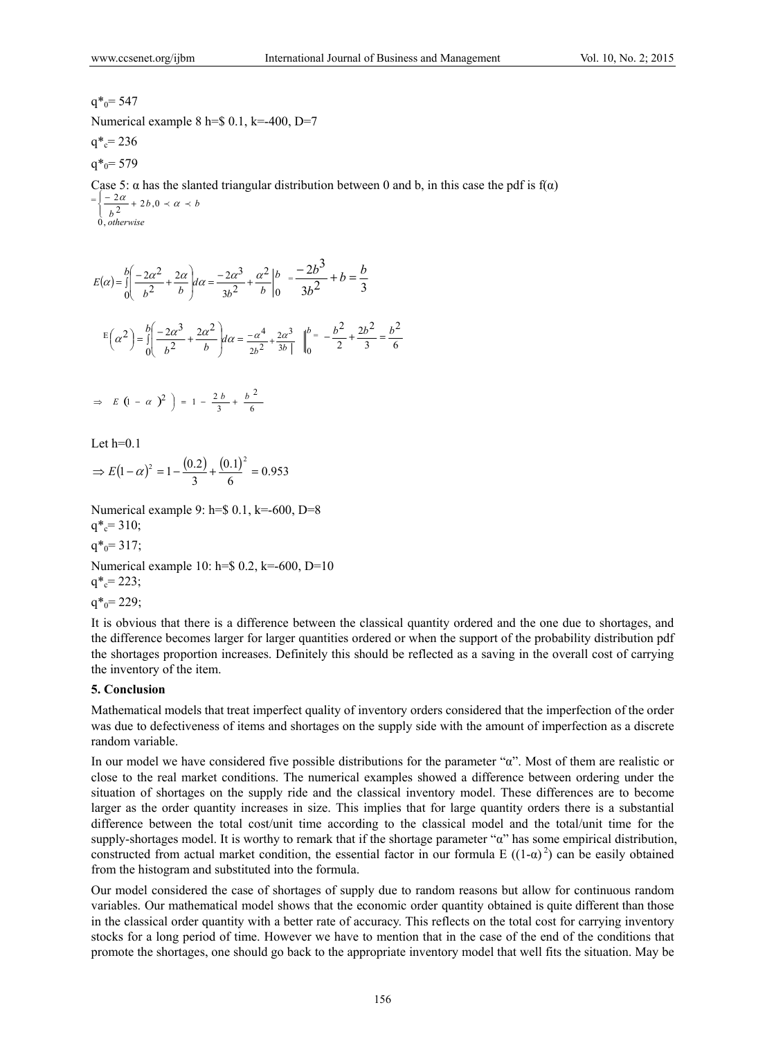$q^*_0$= 547

Numerical example 8 h=$ 0.1, k=-400, D=7

$q^*_c$= 236

$q^*_0$= 579

Case 5: α has the slanted triangular distribution between 0 and b, in this case the pdf is f(α)

$$= \begin{cases} \frac{-2\alpha}{b^2} + 2b, 0 \prec \alpha \prec b \\ 0, otherwise \end{cases}$$

$$E(\alpha) = \int_0^b \left( \frac{-2\alpha^2}{b^2} + \frac{2\alpha}{b} \right) d\alpha = \frac{-2\alpha^3}{3b^2} + \frac{\alpha^2}{b} \Big|_0^b = \frac{-2b^3}{3b^2} + b = \frac{b}{3}$$

$$E\left(\alpha^2\right) = \int_0^b \left( \frac{-2\alpha^3}{b^2} + \frac{2\alpha^2}{b} \right) d\alpha = \frac{-\alpha^4}{2b^2} + \frac{2\alpha^3}{3b} \Big|_0^b = -\frac{b^2}{2} + \frac{2b^2}{3} = \frac{b^2}{6}$$

$$\Rightarrow E\left((1-\alpha)^2\right) = 1 - \frac{2b}{3} + \frac{b^2}{6}$$

Let h=0.1

$$\Rightarrow E(1-\alpha)^2 = 1 - \frac{(0.2)}{3} + \frac{(0.1)^2}{6} = 0.953$$

Numerical example 9: h=$ 0.1, k=-600, D=8

$q^*_c$= 310;

$q^*_0$= 317;

Numerical example 10: h=$ 0.2, k=-600, D=10

$q^*_c$= 223;

$q^*_0$= 229;

It is obvious that there is a difference between the classical quantity ordered and the one due to shortages, and the difference becomes larger for larger quantities ordered or when the support of the probability distribution pdf the shortages proportion increases. Definitely this should be reflected as a saving in the overall cost of carrying the inventory of the item.

## 5. Conclusion

Mathematical models that treat imperfect quality of inventory orders considered that the imperfection of the order was due to defectiveness of items and shortages on the supply side with the amount of imperfection as a discrete random variable.

In our model we have considered five possible distributions for the parameter "α". Most of them are realistic or close to the real market conditions. The numerical examples showed a difference between ordering under the situation of shortages on the supply ride and the classical inventory model. These differences are to become larger as the order quantity increases in size. This implies that for large quantity orders there is a substantial difference between the total cost/unit time according to the classical model and the total/unit time for the supply-shortages model. It is worthy to remark that if the shortage parameter "α" has some empirical distribution, constructed from actual market condition, the essential factor in our formula $E((1-\alpha)^2)$ can be easily obtained from the histogram and substituted into the formula.

Our model considered the case of shortages of supply due to random reasons but allow for continuous random variables. Our mathematical model shows that the economic order quantity obtained is quite different than those in the classical order quantity with a better rate of accuracy. This reflects on the total cost for carrying inventory stocks for a long period of time. However we have to mention that in the case of the end of the conditions that promote the shortages, one should go back to the appropriate inventory model that well fits the situation. May be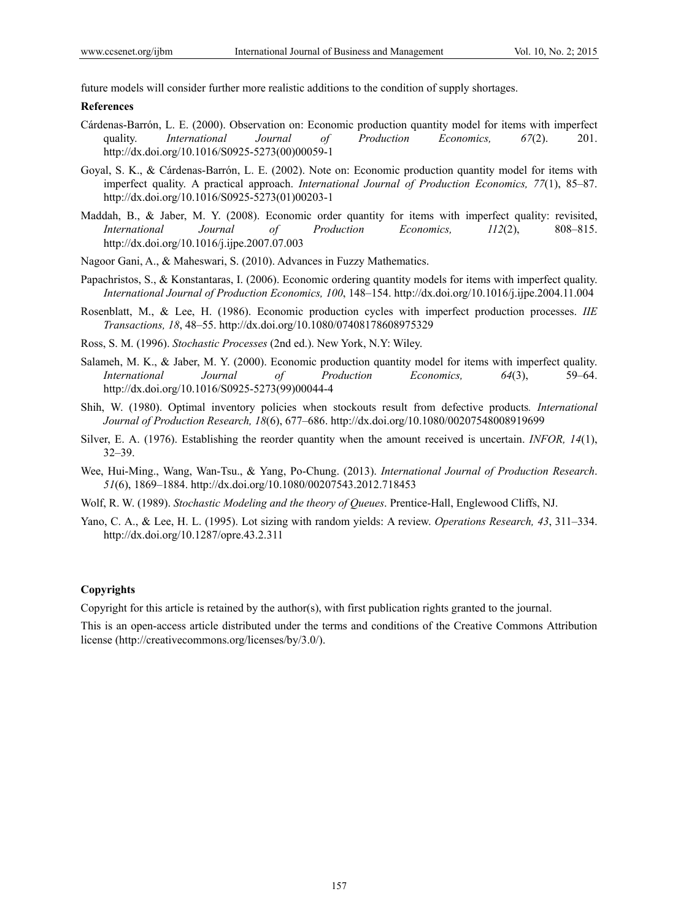future models will consider further more realistic additions to the condition of supply shortages.

## References

Cárdenas-Barrón, L. E. (2000). Observation on: Economic production quantity model for items with imperfect quality. *International Journal of Production Economics, 67*(2). 201. http://dx.doi.org/10.1016/S0925-5273(00)00059-1

Goyal, S. K., & Cárdenas-Barrón, L. E. (2002). Note on: Economic production quantity model for items with imperfect quality. A practical approach. *International Journal of Production Economics, 77*(1), 85–87. http://dx.doi.org/10.1016/S0925-5273(01)00203-1

Maddah, B., & Jaber, M. Y. (2008). Economic order quantity for items with imperfect quality: revisited, *International Journal of Production Economics, 112*(2), 808–815. http://dx.doi.org/10.1016/j.ijpe.2007.07.003

Nagoor Gani, A., & Maheswari, S. (2010). Advances in Fuzzy Mathematics.

Papachristos, S., & Konstantaras, I. (2006). Economic ordering quantity models for items with imperfect quality. *International Journal of Production Economics, 100*, 148–154. http://dx.doi.org/10.1016/j.ijpe.2004.11.004

Rosenblatt, M., & Lee, H. (1986). Economic production cycles with imperfect production processes. *IIE Transactions, 18*, 48–55. http://dx.doi.org/10.1080/07408178608975329

Ross, S. M. (1996). *Stochastic Processes* (2nd ed.). New York, N.Y: Wiley.

Salameh, M. K., & Jaber, M. Y. (2000). Economic production quantity model for items with imperfect quality. *International Journal of Production Economics, 64*(3), 59–64. http://dx.doi.org/10.1016/S0925-5273(99)00044-4

Shih, W. (1980). Optimal inventory policies when stockouts result from defective products*. International Journal of Production Research, 18*(6), 677–686. http://dx.doi.org/10.1080/00207548008919699

Silver, E. A. (1976). Establishing the reorder quantity when the amount received is uncertain. *INFOR, 14*(1), 32–39.

Wee, Hui-Ming., Wang, Wan-Tsu., & Yang, Po-Chung. (2013). *International Journal of Production Research*. *51*(6), 1869–1884. http://dx.doi.org/10.1080/00207543.2012.718453

Wolf, R. W. (1989). *Stochastic Modeling and the theory of Queues*. Prentice-Hall, Englewood Cliffs, NJ.

Yano, C. A., & Lee, H. L. (1995). Lot sizing with random yields: A review. *Operations Research, 43*, 311–334. http://dx.doi.org/10.1287/opre.43.2.311

## Copyrights

Copyright for this article is retained by the author(s), with first publication rights granted to the journal.

This is an open-access article distributed under the terms and conditions of the Creative Commons Attribution license (http://creativecommons.org/licenses/by/3.0/).